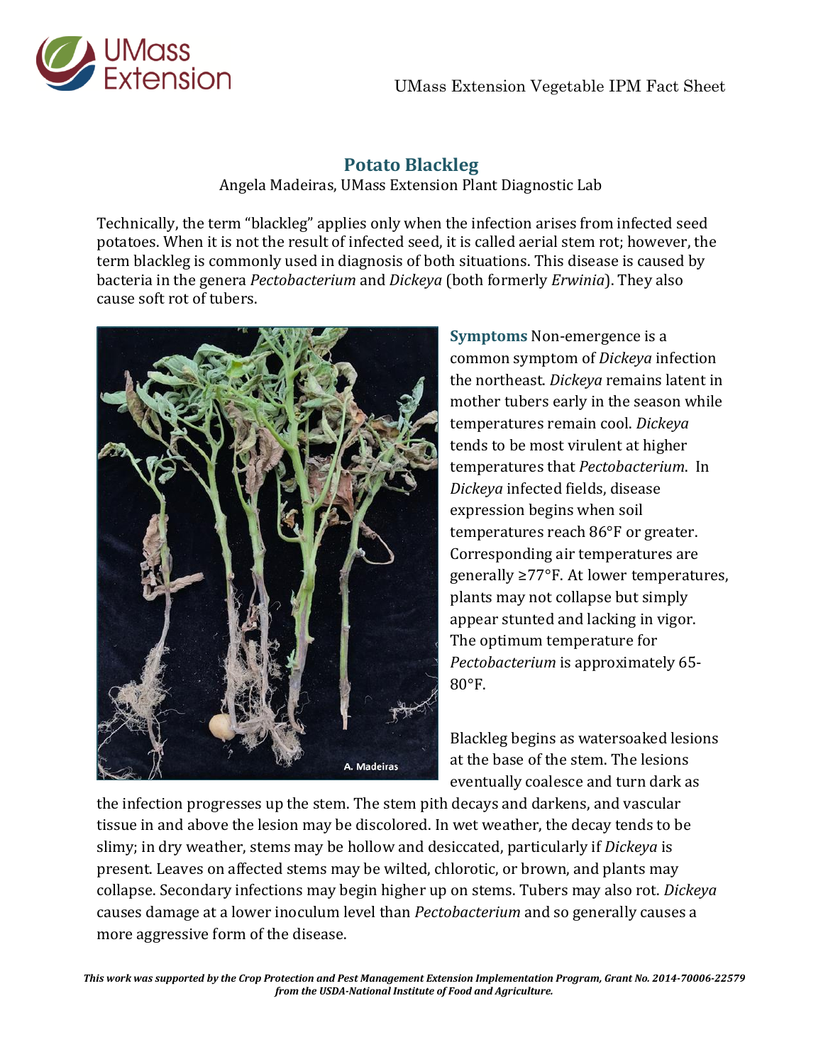# Potato Blackleg

Angela Madeiras, UMass Extension Plant Diagnostic Lab

Technically, the term "blackleg" applies only when the infection arises from infected seed potatoes. When it is not the result of infected seed, it is called aerial stem rot; however, the term blackleg is commonly used in diagnosis of both situations. This disease is caused by bacteria in the genera *Pectobacterium* and *Dickeya* (both formerly *Erwinia*). They also cause soft rot of tubers.

**Symptoms** Non-emergence is a common symptom of *Dickeya* infection the northeast. *Dickeya* remains latent in mother tubers early in the season while temperatures remain cool. *Dickeya* tends to be most virulent at higher temperatures that *Pectobacterium*. In *Dickeya* infected fields, disease expression begins when soil temperatures reach 86°F or greater. Corresponding air temperatures are generally ≥77°F. At lower temperatures, plants may not collapse but simply appear stunted and lacking in vigor. The optimum temperature for *Pectobacterium* is approximately 65-80°F.

Blackleg begins as watersoaked lesions at the base of the stem. The lesions eventually coalesce and turn dark as the infection progresses up the stem. The stem pith decays and darkens, and vascular tissue in and above the lesion may be discolored. In wet weather, the decay tends to be slimy; in dry weather, stems may be hollow and desiccated, particularly if *Dickeya* is present. Leaves on affected stems may be wilted, chlorotic, or brown, and plants may collapse. Secondary infections may begin higher up on stems. Tubers may also rot. *Dickeya* causes damage at a lower inoculum level than *Pectobacterium* and so generally causes a more aggressive form of the disease.

***This work was supported by the Crop Protection and Pest Management Extension Implementation Program, Grant No. 2014-70006-22579 from the USDA-National Institute of Food and Agriculture.***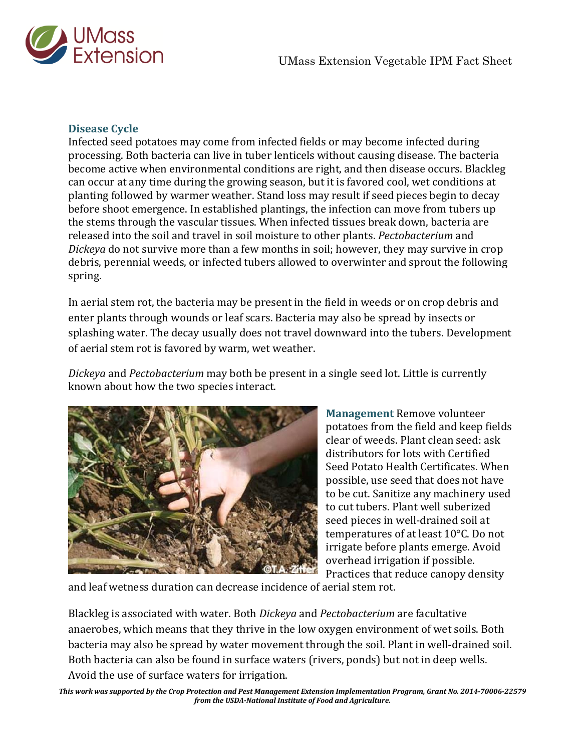### Disease Cycle

Infected seed potatoes may come from infected fields or may become infected during processing. Both bacteria can live in tuber lenticels without causing disease. The bacteria become active when environmental conditions are right, and then disease occurs. Blackleg can occur at any time during the growing season, but it is favored cool, wet conditions at planting followed by warmer weather. Stand loss may result if seed pieces begin to decay before shoot emergence. In established plantings, the infection can move from tubers up the stems through the vascular tissues. When infected tissues break down, bacteria are released into the soil and travel in soil moisture to other plants. *Pectobacterium* and *Dickeya* do not survive more than a few months in soil; however, they may survive in crop debris, perennial weeds, or infected tubers allowed to overwinter and sprout the following spring.

In aerial stem rot, the bacteria may be present in the field in weeds or on crop debris and enter plants through wounds or leaf scars. Bacteria may also be spread by insects or splashing water. The decay usually does not travel downward into the tubers. Development of aerial stem rot is favored by warm, wet weather.

*Dickeya* and *Pectobacterium* may both be present in a single seed lot. Little is currently known about how the two species interact.

**Management** Remove volunteer potatoes from the field and keep fields clear of weeds. Plant clean seed: ask distributors for lots with Certified Seed Potato Health Certificates. When possible, use seed that does not have to be cut. Sanitize any machinery used to cut tubers. Plant well suberized seed pieces in well-drained soil at temperatures of at least 10°C. Do not irrigate before plants emerge. Avoid overhead irrigation if possible. Practices that reduce canopy density and leaf wetness duration can decrease incidence of aerial stem rot.

Blackleg is associated with water. Both *Dickeya* and *Pectobacterium* are facultative anaerobes, which means that they thrive in the low oxygen environment of wet soils. Both bacteria may also be spread by water movement through the soil. Plant in well-drained soil. Both bacteria can also be found in surface waters (rivers, ponds) but not in deep wells. Avoid the use of surface waters for irrigation.

***This work was supported by the Crop Protection and Pest Management Extension Implementation Program, Grant No. 2014-70006-22579 from the USDA-National Institute of Food and Agriculture.***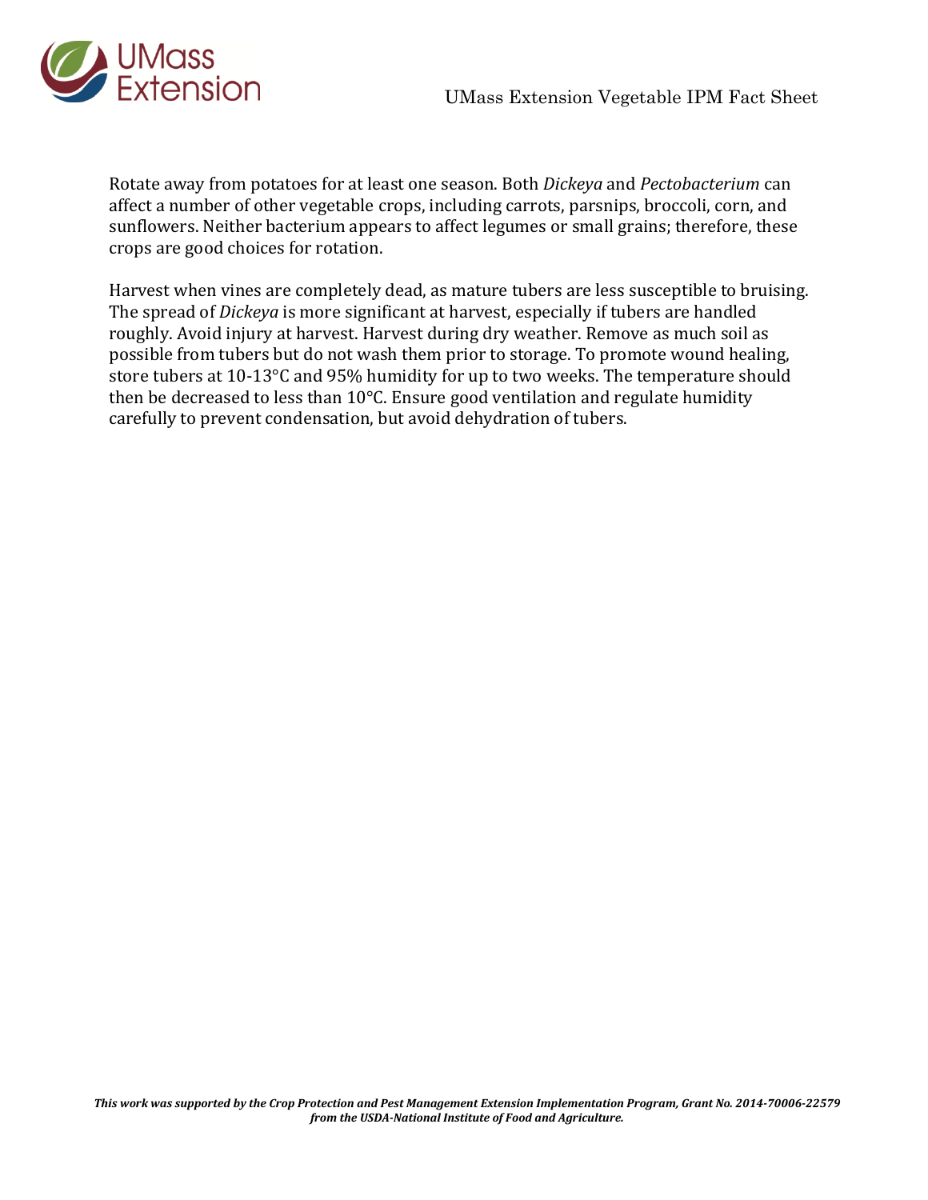Rotate away from potatoes for at least one season. Both *Dickeya* and *Pectobacterium* can affect a number of other vegetable crops, including carrots, parsnips, broccoli, corn, and sunflowers. Neither bacterium appears to affect legumes or small grains; therefore, these crops are good choices for rotation.

Harvest when vines are completely dead, as mature tubers are less susceptible to bruising. The spread of *Dickeya* is more significant at harvest, especially if tubers are handled roughly. Avoid injury at harvest. Harvest during dry weather. Remove as much soil as possible from tubers but do not wash them prior to storage. To promote wound healing, store tubers at 10-13°C and 95% humidity for up to two weeks. The temperature should then be decreased to less than 10°C. Ensure good ventilation and regulate humidity carefully to prevent condensation, but avoid dehydration of tubers.

***This work was supported by the Crop Protection and Pest Management Extension Implementation Program, Grant No. 2014-70006-22579 from the USDA-National Institute of Food and Agriculture.***